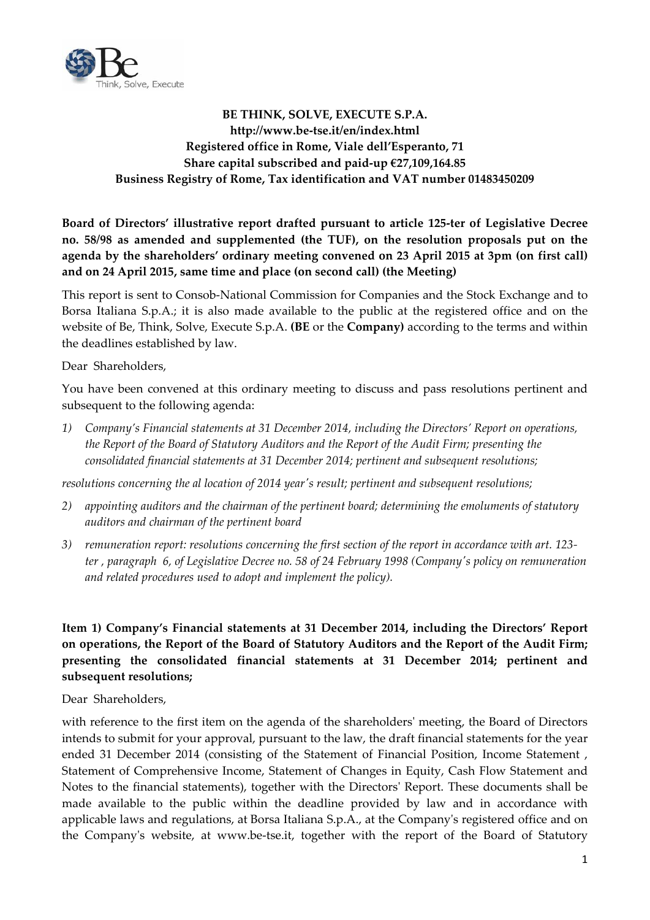**BE THINK, SOLVE, EXECUTE S.P.A.**
**http://www.be-tse.it/en/index.html**
**Registered office in Rome, Viale dell'Esperanto, 71**
**Share capital subscribed and paid-up €27,109,164.85**
**Business Registry of Rome, Tax identification and VAT number 01483450209**

**Board of Directors' illustrative report drafted pursuant to article 125-ter of Legislative Decree no. 58/98 as amended and supplemented (the TUF), on the resolution proposals put on the agenda by the shareholders' ordinary meeting convened on 23 April 2015 at 3pm (on first call) and on 24 April 2015, same time and place (on second call) (the Meeting)**

This report is sent to Consob-National Commission for Companies and the Stock Exchange and to Borsa Italiana S.p.A.; it is also made available to the public at the registered office and on the website of Be, Think, Solve, Execute S.p.A. **(BE** or the **Company)** according to the terms and within the deadlines established by law.

Dear Shareholders,

You have been convened at this ordinary meeting to discuss and pass resolutions pertinent and subsequent to the following agenda:

1) *Company's Financial statements at 31 December 2014, including the Directors' Report on operations, the Report of the Board of Statutory Auditors and the Report of the Audit Firm; presenting the consolidated financial statements at 31 December 2014; pertinent and subsequent resolutions;*

*resolutions concerning the al location of 2014 year's result; pertinent and subsequent resolutions;*

2) *appointing auditors and the chairman of the pertinent board; determining the emoluments of statutory auditors and chairman of the pertinent board*
3) *remuneration report: resolutions concerning the first section of the report in accordance with art. 123-ter , paragraph 6, of Legislative Decree no. 58 of 24 February 1998 (Company's policy on remuneration and related procedures used to adopt and implement the policy).*

**Item 1) Company's Financial statements at 31 December 2014, including the Directors' Report on operations, the Report of the Board of Statutory Auditors and the Report of the Audit Firm; presenting the consolidated financial statements at 31 December 2014; pertinent and subsequent resolutions;**

Dear Shareholders,

with reference to the first item on the agenda of the shareholders' meeting, the Board of Directors intends to submit for your approval, pursuant to the law, the draft financial statements for the year ended 31 December 2014 (consisting of the Statement of Financial Position, Income Statement , Statement of Comprehensive Income, Statement of Changes in Equity, Cash Flow Statement and Notes to the financial statements), together with the Directors' Report. These documents shall be made available to the public within the deadline provided by law and in accordance with applicable laws and regulations, at Borsa Italiana S.p.A., at the Company's registered office and on the Company's website, at www.be-tse.it, together with the report of the Board of Statutory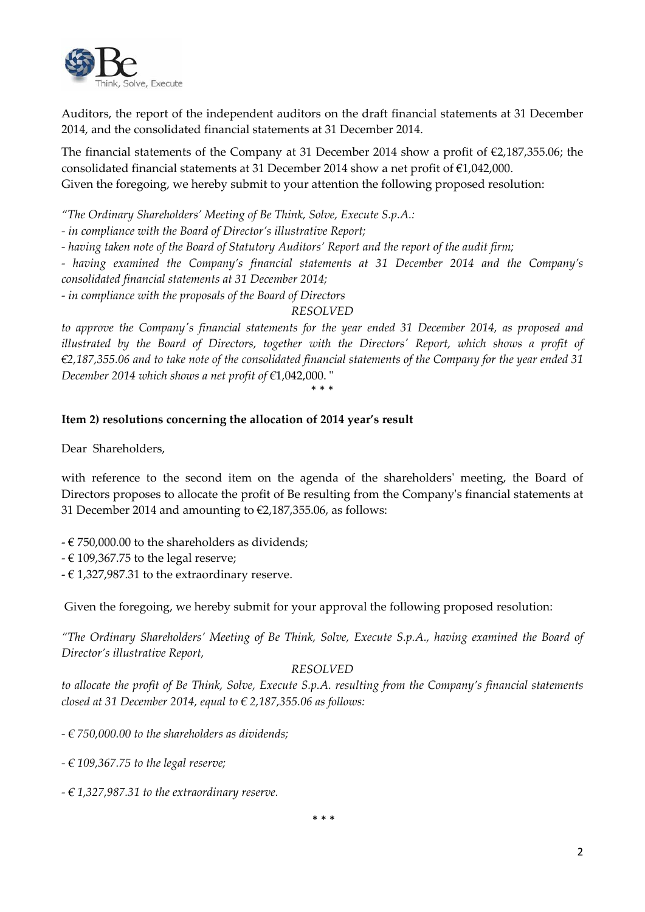Auditors, the report of the independent auditors on the draft financial statements at 31 December 2014, and the consolidated financial statements at 31 December 2014.

The financial statements of the Company at 31 December 2014 show a profit of €2,187,355.06; the consolidated financial statements at 31 December 2014 show a net profit of €1,042,000.
Given the foregoing, we hereby submit to your attention the following proposed resolution:

*"The Ordinary Shareholders' Meeting of Be Think, Solve, Execute S.p.A.:*

*- in compliance with the Board of Director's illustrative Report;*

*- having taken note of the Board of Statutory Auditors' Report and the report of the audit firm;*

*- having examined the Company's financial statements at 31 December 2014 and the Company's consolidated financial statements at 31 December 2014;*

*- in compliance with the proposals of the Board of Directors*

*RESOLVED*

*to approve the Company's financial statements for the year ended 31 December 2014, as proposed and illustrated by the Board of Directors, together with the Directors' Report, which shows a profit of €2,187,355.06 and to take note of the consolidated financial statements of the Company for the year ended 31 December 2014 which shows a net profit of* €1,042,000. "

\* \* \*

**Item 2) resolutions concerning the allocation of 2014 year's result**

Dear Shareholders,

with reference to the second item on the agenda of the shareholders' meeting, the Board of Directors proposes to allocate the profit of Be resulting from the Company's financial statements at 31 December 2014 and amounting to €2,187,355.06, as follows:

- € 750,000.00 to the shareholders as dividends;
- € 109,367.75 to the legal reserve;
- € 1,327,987.31 to the extraordinary reserve.

Given the foregoing, we hereby submit for your approval the following proposed resolution:

*"The Ordinary Shareholders' Meeting of Be Think, Solve, Execute S.p.A., having examined the Board of Director's illustrative Report,*

*RESOLVED*

*to allocate the profit of Be Think, Solve, Execute S.p.A. resulting from the Company's financial statements closed at 31 December 2014, equal to € 2,187,355.06 as follows:*

*- € 750,000.00 to the shareholders as dividends;*

*- € 109,367.75 to the legal reserve;*

*- € 1,327,987.31 to the extraordinary reserve.*

\* \* \*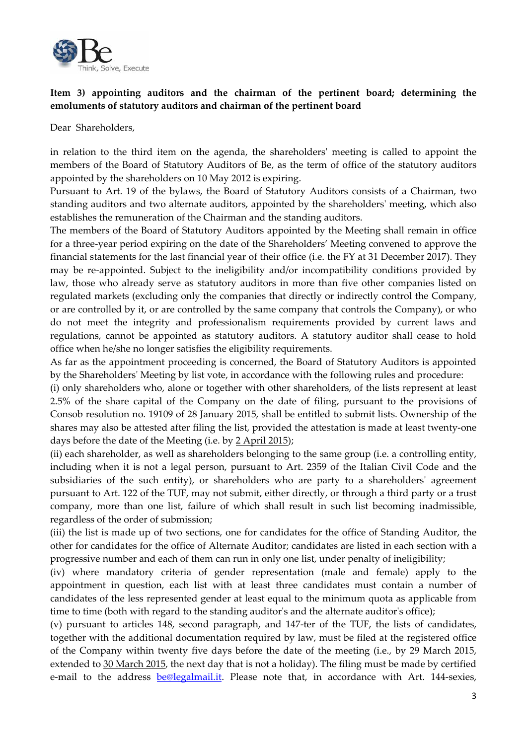**Item 3) appointing auditors and the chairman of the pertinent board; determining the emoluments of statutory auditors and chairman of the pertinent board**

Dear Shareholders,

in relation to the third item on the agenda, the shareholders' meeting is called to appoint the members of the Board of Statutory Auditors of Be, as the term of office of the statutory auditors appointed by the shareholders on 10 May 2012 is expiring.

Pursuant to Art. 19 of the bylaws, the Board of Statutory Auditors consists of a Chairman, two standing auditors and two alternate auditors, appointed by the shareholders' meeting, which also establishes the remuneration of the Chairman and the standing auditors.

The members of the Board of Statutory Auditors appointed by the Meeting shall remain in office for a three-year period expiring on the date of the Shareholders' Meeting convened to approve the financial statements for the last financial year of their office (i.e. the FY at 31 December 2017). They may be re-appointed. Subject to the ineligibility and/or incompatibility conditions provided by law, those who already serve as statutory auditors in more than five other companies listed on regulated markets (excluding only the companies that directly or indirectly control the Company, or are controlled by it, or are controlled by the same company that controls the Company), or who do not meet the integrity and professionalism requirements provided by current laws and regulations, cannot be appointed as statutory auditors. A statutory auditor shall cease to hold office when he/she no longer satisfies the eligibility requirements.

As far as the appointment proceeding is concerned, the Board of Statutory Auditors is appointed by the Shareholders' Meeting by list vote, in accordance with the following rules and procedure:

(i) only shareholders who, alone or together with other shareholders, of the lists represent at least 2.5% of the share capital of the Company on the date of filing, pursuant to the provisions of Consob resolution no. 19109 of 28 January 2015, shall be entitled to submit lists. Ownership of the shares may also be attested after filing the list, provided the attestation is made at least twenty-one days before the date of the Meeting (i.e. by 2 April 2015);

(ii) each shareholder, as well as shareholders belonging to the same group (i.e. a controlling entity, including when it is not a legal person, pursuant to Art. 2359 of the Italian Civil Code and the subsidiaries of the such entity), or shareholders who are party to a shareholders' agreement pursuant to Art. 122 of the TUF, may not submit, either directly, or through a third party or a trust company, more than one list, failure of which shall result in such list becoming inadmissible, regardless of the order of submission;

(iii) the list is made up of two sections, one for candidates for the office of Standing Auditor, the other for candidates for the office of Alternate Auditor; candidates are listed in each section with a progressive number and each of them can run in only one list, under penalty of ineligibility;

(iv) where mandatory criteria of gender representation (male and female) apply to the appointment in question, each list with at least three candidates must contain a number of candidates of the less represented gender at least equal to the minimum quota as applicable from time to time (both with regard to the standing auditor's and the alternate auditor's office);

(v) pursuant to articles 148, second paragraph, and 147-ter of the TUF, the lists of candidates, together with the additional documentation required by law, must be filed at the registered office of the Company within twenty five days before the date of the meeting (i.e., by 29 March 2015, extended to 30 March 2015, the next day that is not a holiday). The filing must be made by certified e-mail to the address be@legalmail.it. Please note that, in accordance with Art. 144-sexies,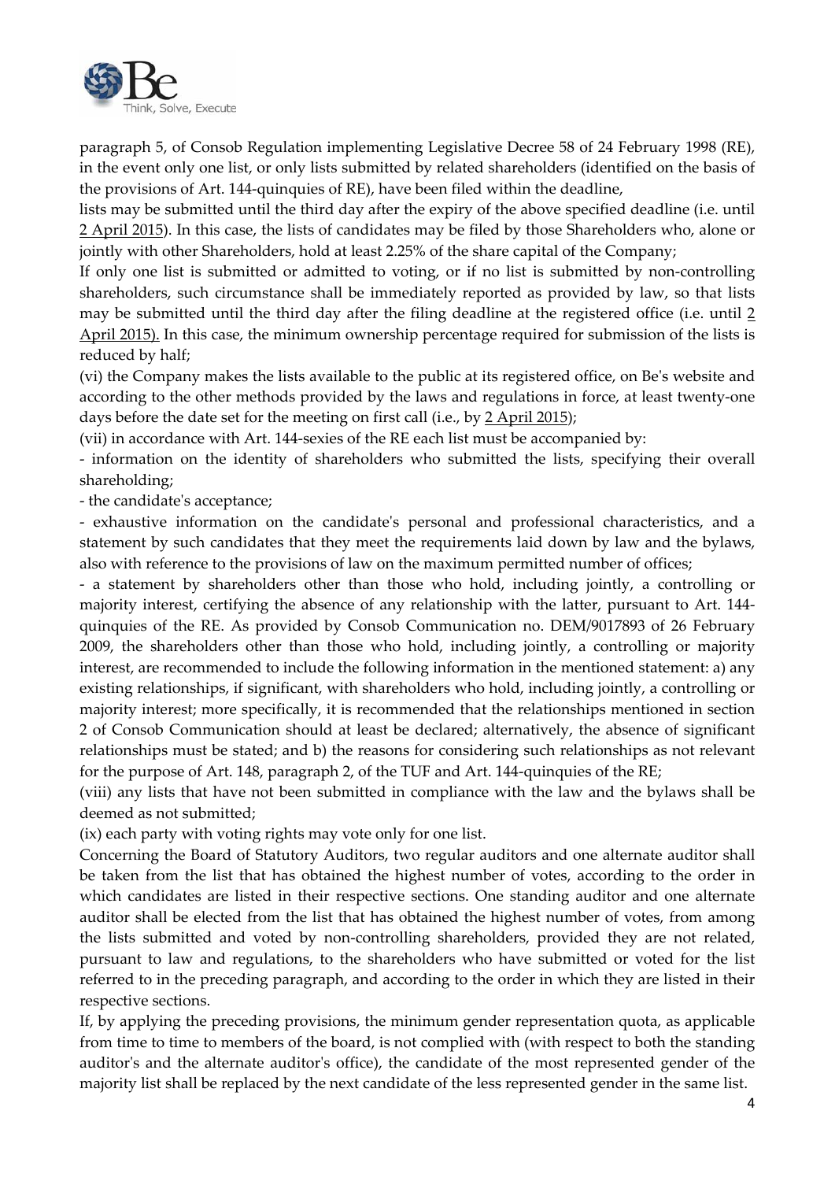paragraph 5, of Consob Regulation implementing Legislative Decree 58 of 24 February 1998 (RE), in the event only one list, or only lists submitted by related shareholders (identified on the basis of the provisions of Art. 144-quinquies of RE), have been filed within the deadline,

lists may be submitted until the third day after the expiry of the above specified deadline (i.e. until 2 April 2015). In this case, the lists of candidates may be filed by those Shareholders who, alone or jointly with other Shareholders, hold at least 2.25% of the share capital of the Company;

If only one list is submitted or admitted to voting, or if no list is submitted by non-controlling shareholders, such circumstance shall be immediately reported as provided by law, so that lists may be submitted until the third day after the filing deadline at the registered office (i.e. until 2 April 2015). In this case, the minimum ownership percentage required for submission of the lists is reduced by half;

(vi) the Company makes the lists available to the public at its registered office, on Be's website and according to the other methods provided by the laws and regulations in force, at least twenty-one days before the date set for the meeting on first call (i.e., by 2 April 2015);

(vii) in accordance with Art. 144-sexies of the RE each list must be accompanied by:

- information on the identity of shareholders who submitted the lists, specifying their overall shareholding;
- the candidate's acceptance;
- exhaustive information on the candidate's personal and professional characteristics, and a statement by such candidates that they meet the requirements laid down by law and the bylaws, also with reference to the provisions of law on the maximum permitted number of offices;
- a statement by shareholders other than those who hold, including jointly, a controlling or majority interest, certifying the absence of any relationship with the latter, pursuant to Art. 144-quinquies of the RE. As provided by Consob Communication no. DEM/9017893 of 26 February 2009, the shareholders other than those who hold, including jointly, a controlling or majority interest, are recommended to include the following information in the mentioned statement: a) any existing relationships, if significant, with shareholders who hold, including jointly, a controlling or majority interest; more specifically, it is recommended that the relationships mentioned in section 2 of Consob Communication should at least be declared; alternatively, the absence of significant relationships must be stated; and b) the reasons for considering such relationships as not relevant for the purpose of Art. 148, paragraph 2, of the TUF and Art. 144-quinquies of the RE;

(viii) any lists that have not been submitted in compliance with the law and the bylaws shall be deemed as not submitted;

(ix) each party with voting rights may vote only for one list.

Concerning the Board of Statutory Auditors, two regular auditors and one alternate auditor shall be taken from the list that has obtained the highest number of votes, according to the order in which candidates are listed in their respective sections. One standing auditor and one alternate auditor shall be elected from the list that has obtained the highest number of votes, from among the lists submitted and voted by non-controlling shareholders, provided they are not related, pursuant to law and regulations, to the shareholders who have submitted or voted for the list referred to in the preceding paragraph, and according to the order in which they are listed in their respective sections.

If, by applying the preceding provisions, the minimum gender representation quota, as applicable from time to time to members of the board, is not complied with (with respect to both the standing auditor's and the alternate auditor's office), the candidate of the most represented gender of the majority list shall be replaced by the next candidate of the less represented gender in the same list.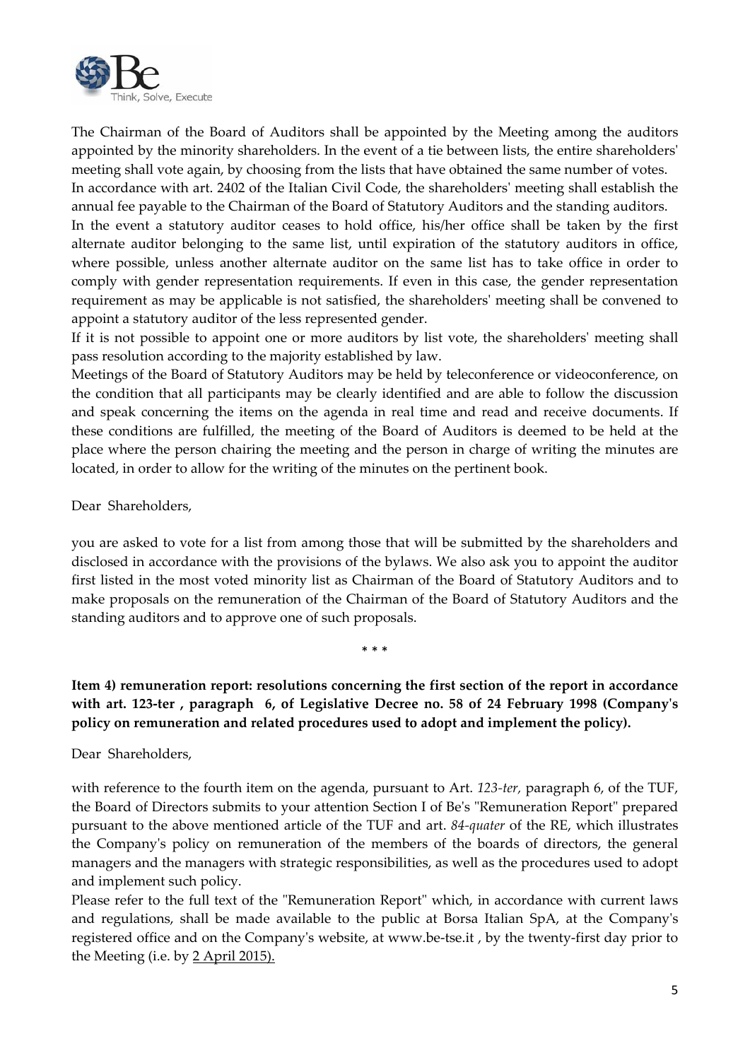The Chairman of the Board of Auditors shall be appointed by the Meeting among the auditors appointed by the minority shareholders. In the event of a tie between lists, the entire shareholders' meeting shall vote again, by choosing from the lists that have obtained the same number of votes.
In accordance with art. 2402 of the Italian Civil Code, the shareholders' meeting shall establish the annual fee payable to the Chairman of the Board of Statutory Auditors and the standing auditors.
In the event a statutory auditor ceases to hold office, his/her office shall be taken by the first alternate auditor belonging to the same list, until expiration of the statutory auditors in office, where possible, unless another alternate auditor on the same list has to take office in order to comply with gender representation requirements. If even in this case, the gender representation requirement as may be applicable is not satisfied, the shareholders' meeting shall be convened to appoint a statutory auditor of the less represented gender.
If it is not possible to appoint one or more auditors by list vote, the shareholders' meeting shall pass resolution according to the majority established by law.
Meetings of the Board of Statutory Auditors may be held by teleconference or videoconference, on the condition that all participants may be clearly identified and are able to follow the discussion and speak concerning the items on the agenda in real time and read and receive documents. If these conditions are fulfilled, the meeting of the Board of Auditors is deemed to be held at the place where the person chairing the meeting and the person in charge of writing the minutes are located, in order to allow for the writing of the minutes on the pertinent book.

Dear Shareholders,

you are asked to vote for a list from among those that will be submitted by the shareholders and disclosed in accordance with the provisions of the bylaws. We also ask you to appoint the auditor first listed in the most voted minority list as Chairman of the Board of Statutory Auditors and to make proposals on the remuneration of the Chairman of the Board of Statutory Auditors and the standing auditors and to approve one of such proposals.

\* \* \*

**Item 4) remuneration report: resolutions concerning the first section of the report in accordance with art. 123-ter , paragraph 6, of Legislative Decree no. 58 of 24 February 1998 (Company's policy on remuneration and related procedures used to adopt and implement the policy).**

Dear Shareholders,

with reference to the fourth item on the agenda, pursuant to Art. *123-ter,* paragraph 6, of the TUF, the Board of Directors submits to your attention Section I of Be's "Remuneration Report" prepared pursuant to the above mentioned article of the TUF and art. *84-quater* of the RE, which illustrates the Company's policy on remuneration of the members of the boards of directors, the general managers and the managers with strategic responsibilities, as well as the procedures used to adopt and implement such policy.
Please refer to the full text of the "Remuneration Report" which, in accordance with current laws and regulations, shall be made available to the public at Borsa Italian SpA, at the Company's registered office and on the Company's website, at www.be-tse.it , by the twenty-first day prior to the Meeting (i.e. by <u>2 April 2015).</u>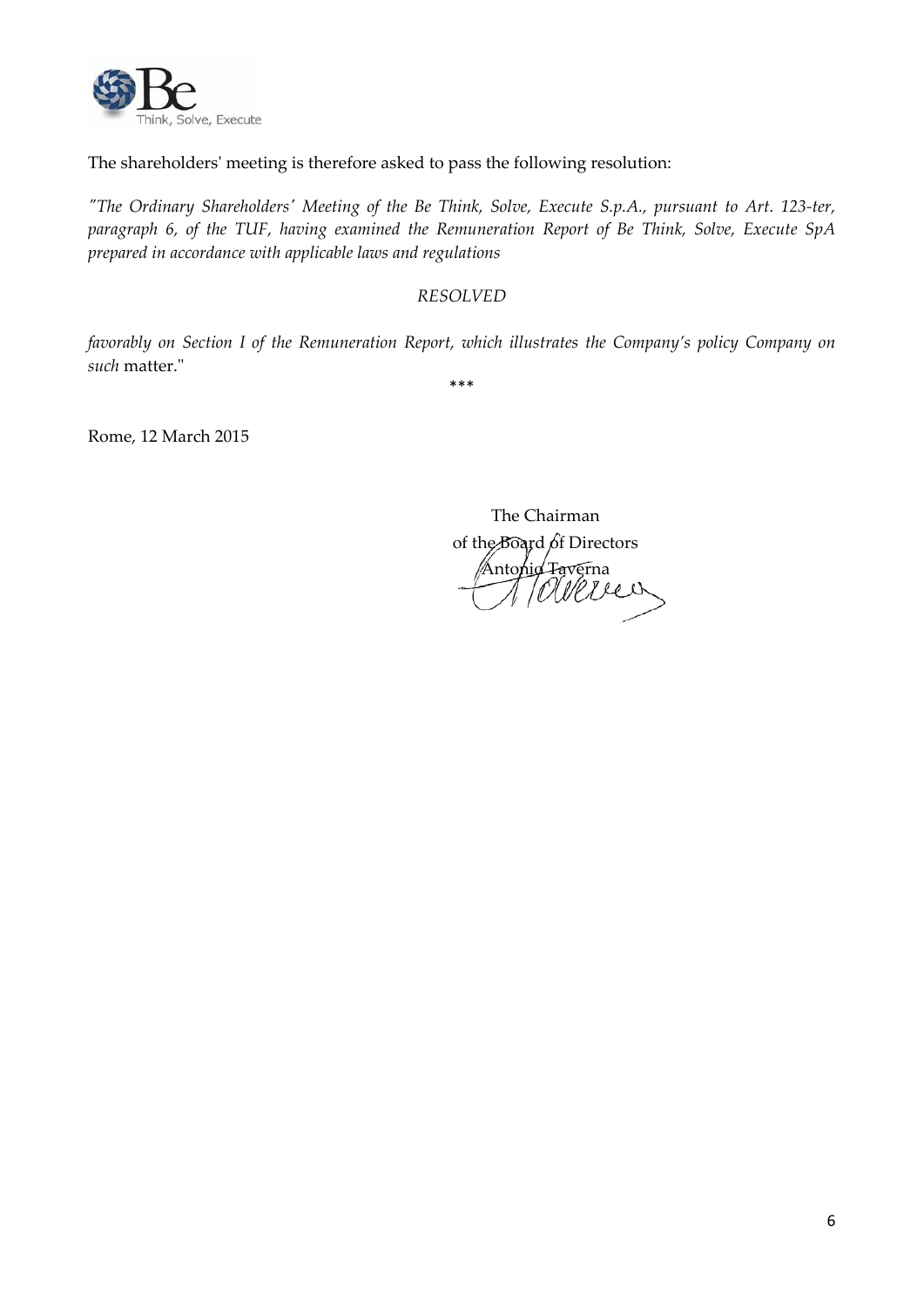The shareholders' meeting is therefore asked to pass the following resolution:

*"The Ordinary Shareholders' Meeting of the Be Think, Solve, Execute S.p.A., pursuant to Art. 123-ter, paragraph 6, of the TUF, having examined the Remuneration Report of Be Think, Solve, Execute SpA prepared in accordance with applicable laws and regulations*

*RESOLVED*

*favorably on Section I of the Remuneration Report, which illustrates the Company's policy Company on such* matter."

\*\*\*

Rome, 12 March 2015

The Chairman
of the Board of Directors
Antonio Taverna